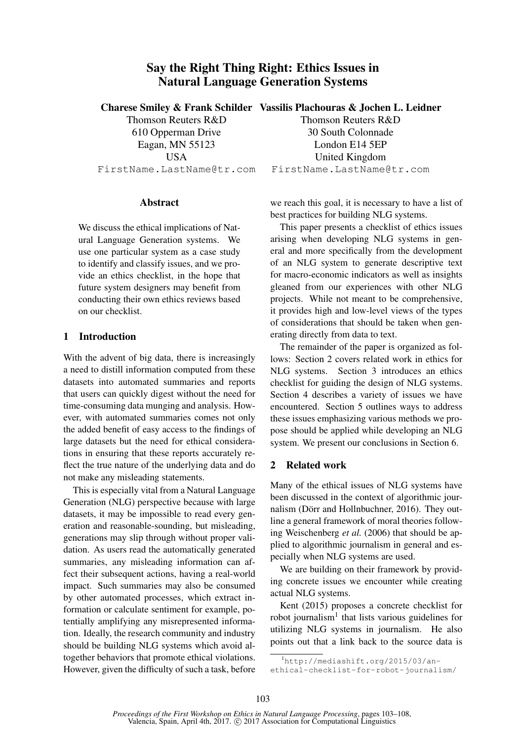# Say the Right Thing Right: Ethics Issues in Natural Language Generation Systems

**Charese Smiley & Frank Schilder**
Thomson Reuters R&D
610 Opperman Drive
Eagan, MN 55123
USA
FirstName.LastName@tr.com

**Vassilis Plachouras & Jochen L. Leidner**
Thomson Reuters R&D
30 South Colonnade
London E14 5EP
United Kingdom
FirstName.LastName@tr.com

## Abstract

We discuss the ethical implications of Natural Language Generation systems. We use one particular system as a case study to identify and classify issues, and we provide an ethics checklist, in the hope that future system designers may benefit from conducting their own ethics reviews based on our checklist.

## 1 Introduction

With the advent of big data, there is increasingly a need to distill information computed from these datasets into automated summaries and reports that users can quickly digest without the need for time-consuming data munging and analysis. However, with automated summaries comes not only the added benefit of easy access to the findings of large datasets but the need for ethical considerations in ensuring that these reports accurately reflect the true nature of the underlying data and do not make any misleading statements.

This is especially vital from a Natural Language Generation (NLG) perspective because with large datasets, it may be impossible to read every generation and reasonable-sounding, but misleading, generations may slip through without proper validation. As users read the automatically generated summaries, any misleading information can affect their subsequent actions, having a real-world impact. Such summaries may also be consumed by other automated processes, which extract information or calculate sentiment for example, potentially amplifying any misrepresented information. Ideally, the research community and industry should be building NLG systems which avoid altogether behaviors that promote ethical violations. However, given the difficulty of such a task, before we reach this goal, it is necessary to have a list of best practices for building NLG systems.

This paper presents a checklist of ethics issues arising when developing NLG systems in general and more specifically from the development of an NLG system to generate descriptive text for macro-economic indicators as well as insights gleaned from our experiences with other NLG projects. While not meant to be comprehensive, it provides high and low-level views of the types of considerations that should be taken when generating directly from data to text.

The remainder of the paper is organized as follows: Section 2 covers related work in ethics for NLG systems. Section 3 introduces an ethics checklist for guiding the design of NLG systems. Section 4 describes a variety of issues we have encountered. Section 5 outlines ways to address these issues emphasizing various methods we propose should be applied while developing an NLG system. We present our conclusions in Section 6.

## 2 Related work

Many of the ethical issues of NLG systems have been discussed in the context of algorithmic journalism (Dörr and Hollnbuchner, 2016). They outline a general framework of moral theories following Weischenberg *et al.* (2006) that should be applied to algorithmic journalism in general and especially when NLG systems are used.

We are building on their framework by providing concrete issues we encounter while creating actual NLG systems.

Kent (2015) proposes a concrete checklist for robot journalism[1] that lists various guidelines for utilizing NLG systems in journalism. He also points out that a link back to the source data is

[1] http://mediashift.org/2015/03/an-ethical-checklist-for-robot-journalism/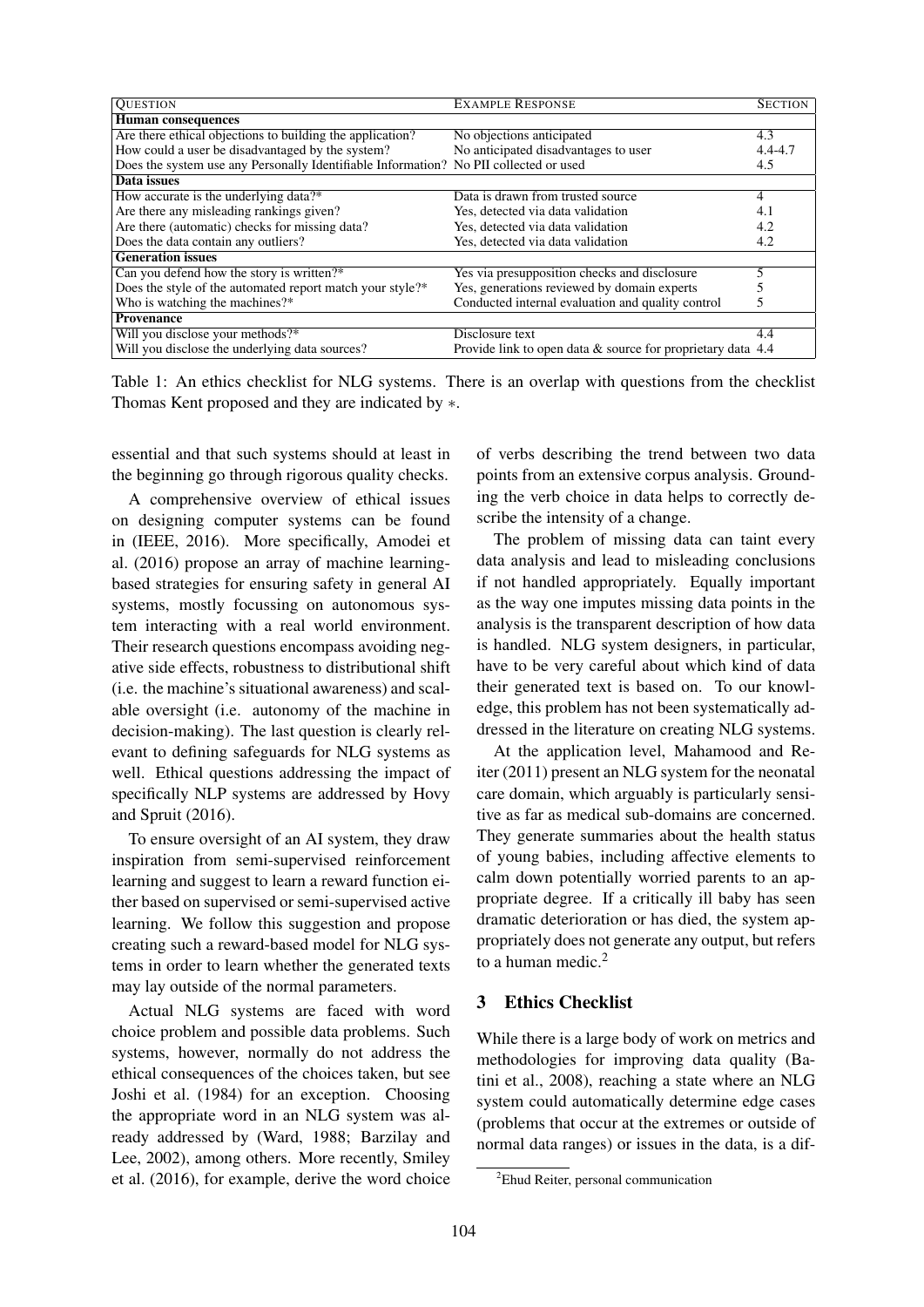| QUESTION | EXAMPLE RESPONSE | SECTION |
|---|---|---|
| **Human consequences** | | |
| Are there ethical objections to building the application? | No objections anticipated | 4.3 |
| How could a user be disadvantaged by the system? | No anticipated disadvantages to user | 4.4-4.7 |
| Does the system use any Personally Identifiable Information? | No PII collected or used | 4.5 |
| **Data issues** | | |
| How accurate is the underlying data?* | Data is drawn from trusted source | 4 |
| Are there any misleading rankings given? | Yes, detected via data validation | 4.1 |
| Are there (automatic) checks for missing data? | Yes, detected via data validation | 4.2 |
| Does the data contain any outliers? | Yes, detected via data validation | 4.2 |
| **Generation issues** | | |
| Can you defend how the story is written?* | Yes via presupposition checks and disclosure | 5 |
| Does the style of the automated report match your style?* | Yes, generations reviewed by domain experts | 5 |
| Who is watching the machines?* | Conducted internal evaluation and quality control | 5 |
| **Provenance** | | |
| Will you disclose your methods?* | Disclosure text | 4.4 |
| Will you disclose the underlying data sources? | Provide link to open data & source for proprietary data | 4.4 |

Table 1: An ethics checklist for NLG systems. There is an overlap with questions from the checklist Thomas Kent proposed and they are indicated by ∗.

essential and that such systems should at least in the beginning go through rigorous quality checks.

A comprehensive overview of ethical issues on designing computer systems can be found in (IEEE, 2016). More specifically, Amodei et al. (2016) propose an array of machine learning-based strategies for ensuring safety in general AI systems, mostly focussing on autonomous system interacting with a real world environment. Their research questions encompass avoiding negative side effects, robustness to distributional shift (i.e. the machine's situational awareness) and scalable oversight (i.e. autonomy of the machine in decision-making). The last question is clearly relevant to defining safeguards for NLG systems as well. Ethical questions addressing the impact of specifically NLP systems are addressed by Hovy and Spruit (2016).

To ensure oversight of an AI system, they draw inspiration from semi-supervised reinforcement learning and suggest to learn a reward function either based on supervised or semi-supervised active learning. We follow this suggestion and propose creating such a reward-based model for NLG systems in order to learn whether the generated texts may lay outside of the normal parameters.

Actual NLG systems are faced with word choice problem and possible data problems. Such systems, however, normally do not address the ethical consequences of the choices taken, but see Joshi et al. (1984) for an exception. Choosing the appropriate word in an NLG system was already addressed by (Ward, 1988; Barzilay and Lee, 2002), among others. More recently, Smiley et al. (2016), for example, derive the word choice of verbs describing the trend between two data points from an extensive corpus analysis. Grounding the verb choice in data helps to correctly describe the intensity of a change.

The problem of missing data can taint every data analysis and lead to misleading conclusions if not handled appropriately. Equally important as the way one imputes missing data points in the analysis is the transparent description of how data is handled. NLG system designers, in particular, have to be very careful about which kind of data their generated text is based on. To our knowledge, this problem has not been systematically addressed in the literature on creating NLG systems.

At the application level, Mahamood and Reiter (2011) present an NLG system for the neonatal care domain, which arguably is particularly sensitive as far as medical sub-domains are concerned. They generate summaries about the health status of young babies, including affective elements to calm down potentially worried parents to an appropriate degree. If a critically ill baby has seen dramatic deterioration or has died, the system appropriately does not generate any output, but refers to a human medic.[2]

## 3 Ethics Checklist

While there is a large body of work on metrics and methodologies for improving data quality (Batini et al., 2008), reaching a state where an NLG system could automatically determine edge cases (problems that occur at the extremes or outside of normal data ranges) or issues in the data, is a dif-

[2] Ehud Reiter, personal communication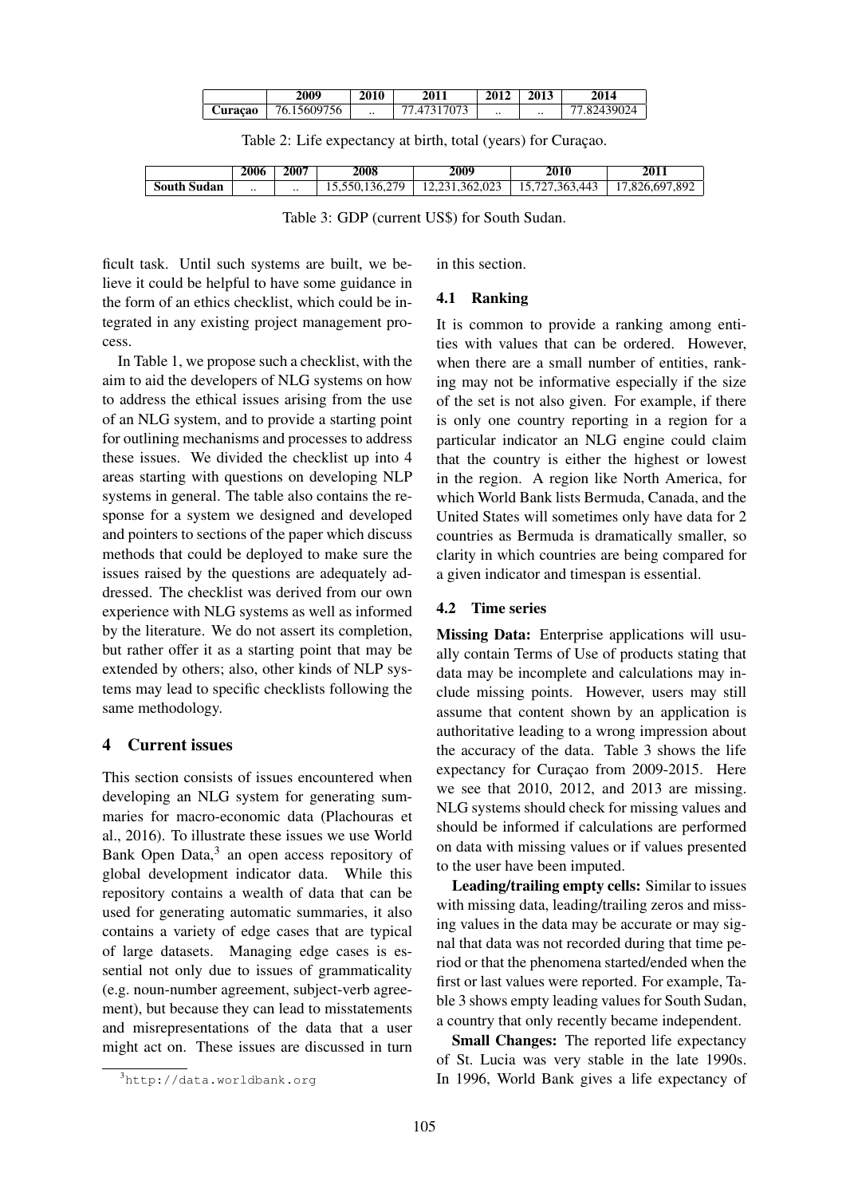| | 2009 | 2010 | 2011 | 2012 | 2013 | 2014 |
|---|---|---|---|---|---|---|
| **Curaçao** | 76.15609756 | .. | 77.47317073 | .. | .. | 77.82439024 |

Table 2: Life expectancy at birth, total (years) for Curaçao.

| | 2006 | 2007 | 2008 | 2009 | 2010 | 2011 |
|---|---|---|---|---|---|---|
| **South Sudan** | .. | .. | 15,550,136,279 | 12,231,362,023 | 15,727,363,443 | 17,826,697,892 |

Table 3: GDP (current US$) for South Sudan.

ficult task. Until such systems are built, we believe it could be helpful to have some guidance in the form of an ethics checklist, which could be integrated in any existing project management process.

In Table 1, we propose such a checklist, with the aim to aid the developers of NLG systems on how to address the ethical issues arising from the use of an NLG system, and to provide a starting point for outlining mechanisms and processes to address these issues. We divided the checklist up into 4 areas starting with questions on developing NLP systems in general. The table also contains the response for a system we designed and developed and pointers to sections of the paper which discuss methods that could be deployed to make sure the issues raised by the questions are adequately addressed. The checklist was derived from our own experience with NLG systems as well as informed by the literature. We do not assert its completion, but rather offer it as a starting point that may be extended by others; also, other kinds of NLP systems may lead to specific checklists following the same methodology.

## 4 Current issues

This section consists of issues encountered when developing an NLG system for generating summaries for macro-economic data (Plachouras et al., 2016). To illustrate these issues we use World Bank Open Data,[3] an open access repository of global development indicator data. While this repository contains a wealth of data that can be used for generating automatic summaries, it also contains a variety of edge cases that are typical of large datasets. Managing edge cases is essential not only due to issues of grammaticality (e.g. noun-number agreement, subject-verb agreement), but because they can lead to misstatements and misrepresentations of the data that a user might act on. These issues are discussed in turn in this section.

[3] http://data.worldbank.org

### 4.1 Ranking

It is common to provide a ranking among entities with values that can be ordered. However, when there are a small number of entities, ranking may not be informative especially if the size of the set is not also given. For example, if there is only one country reporting in a region for a particular indicator an NLG engine could claim that the country is either the highest or lowest in the region. A region like North America, for which World Bank lists Bermuda, Canada, and the United States will sometimes only have data for 2 countries as Bermuda is dramatically smaller, so clarity in which countries are being compared for a given indicator and timespan is essential.

### 4.2 Time series

**Missing Data:** Enterprise applications will usually contain Terms of Use of products stating that data may be incomplete and calculations may include missing points. However, users may still assume that content shown by an application is authoritative leading to a wrong impression about the accuracy of the data. Table 3 shows the life expectancy for Curaçao from 2009-2015. Here we see that 2010, 2012, and 2013 are missing. NLG systems should check for missing values and should be informed if calculations are performed on data with missing values or if values presented to the user have been imputed.

**Leading/trailing empty cells:** Similar to issues with missing data, leading/trailing zeros and missing values in the data may be accurate or may signal that data was not recorded during that time period or that the phenomena started/ended when the first or last values were reported. For example, Table 3 shows empty leading values for South Sudan, a country that only recently became independent.

**Small Changes:** The reported life expectancy of St. Lucia was very stable in the late 1990s. In 1996, World Bank gives a life expectancy of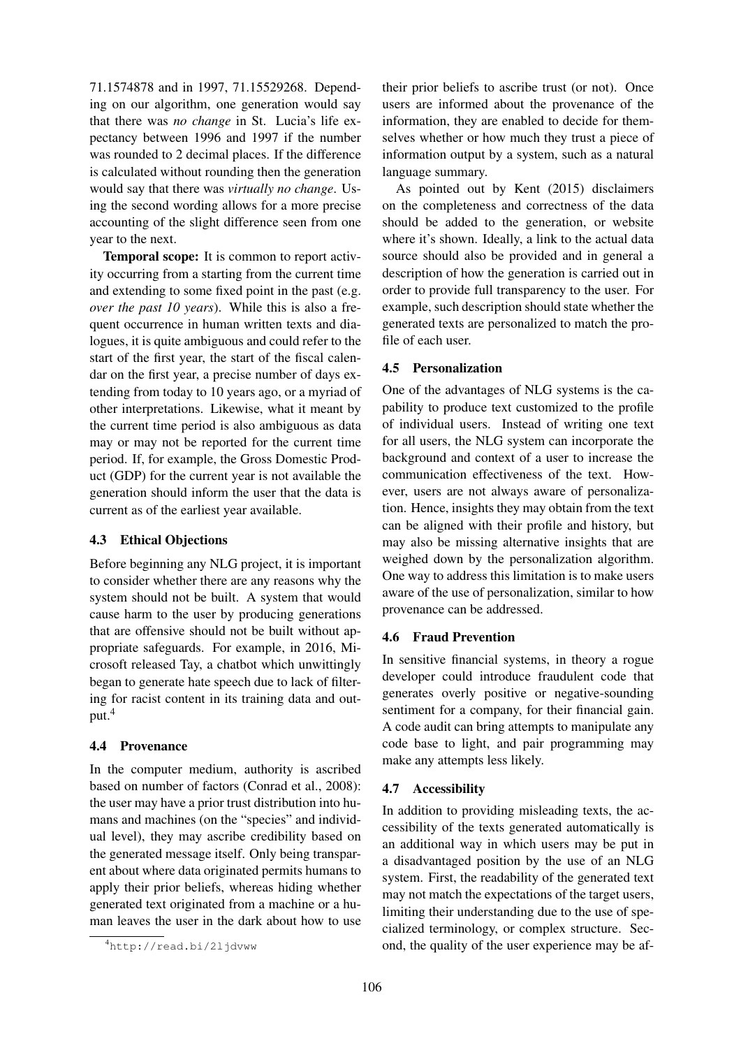71.1574878 and in 1997, 71.15529268. Depending on our algorithm, one generation would say that there was *no change* in St. Lucia's life expectancy between 1996 and 1997 if the number was rounded to 2 decimal places. If the difference is calculated without rounding then the generation would say that there was *virtually no change*. Using the second wording allows for a more precise accounting of the slight difference seen from one year to the next.

**Temporal scope:** It is common to report activity occurring from a starting from the current time and extending to some fixed point in the past (e.g. *over the past 10 years*). While this is also a frequent occurrence in human written texts and dialogues, it is quite ambiguous and could refer to the start of the first year, the start of the fiscal calendar on the first year, a precise number of days extending from today to 10 years ago, or a myriad of other interpretations. Likewise, what it meant by the current time period is also ambiguous as data may or may not be reported for the current time period. If, for example, the Gross Domestic Product (GDP) for the current year is not available the generation should inform the user that the data is current as of the earliest year available.

### 4.3 Ethical Objections

Before beginning any NLG project, it is important to consider whether there are any reasons why the system should not be built. A system that would cause harm to the user by producing generations that are offensive should not be built without appropriate safeguards. For example, in 2016, Microsoft released Tay, a chatbot which unwittingly began to generate hate speech due to lack of filtering for racist content in its training data and output.[4]

### 4.4 Provenance

In the computer medium, authority is ascribed based on number of factors (Conrad et al., 2008): the user may have a prior trust distribution into humans and machines (on the "species" and individual level), they may ascribe credibility based on the generated message itself. Only being transparent about where data originated permits humans to apply their prior beliefs, whereas hiding whether generated text originated from a machine or a human leaves the user in the dark about how to use their prior beliefs to ascribe trust (or not). Once users are informed about the provenance of the information, they are enabled to decide for themselves whether or how much they trust a piece of information output by a system, such as a natural language summary.

As pointed out by Kent (2015) disclaimers on the completeness and correctness of the data should be added to the generation, or website where it's shown. Ideally, a link to the actual data source should also be provided and in general a description of how the generation is carried out in order to provide full transparency to the user. For example, such description should state whether the generated texts are personalized to match the profile of each user.

### 4.5 Personalization

One of the advantages of NLG systems is the capability to produce text customized to the profile of individual users. Instead of writing one text for all users, the NLG system can incorporate the background and context of a user to increase the communication effectiveness of the text. However, users are not always aware of personalization. Hence, insights they may obtain from the text can be aligned with their profile and history, but may also be missing alternative insights that are weighed down by the personalization algorithm. One way to address this limitation is to make users aware of the use of personalization, similar to how provenance can be addressed.

### 4.6 Fraud Prevention

In sensitive financial systems, in theory a rogue developer could introduce fraudulent code that generates overly positive or negative-sounding sentiment for a company, for their financial gain. A code audit can bring attempts to manipulate any code base to light, and pair programming may make any attempts less likely.

### 4.7 Accessibility

In addition to providing misleading texts, the accessibility of the texts generated automatically is an additional way in which users may be put in a disadvantaged position by the use of an NLG system. First, the readability of the generated text may not match the expectations of the target users, limiting their understanding due to the use of specialized terminology, or complex structure. Second, the quality of the user experience may be af-

[4] http://read.bi/2ljdvww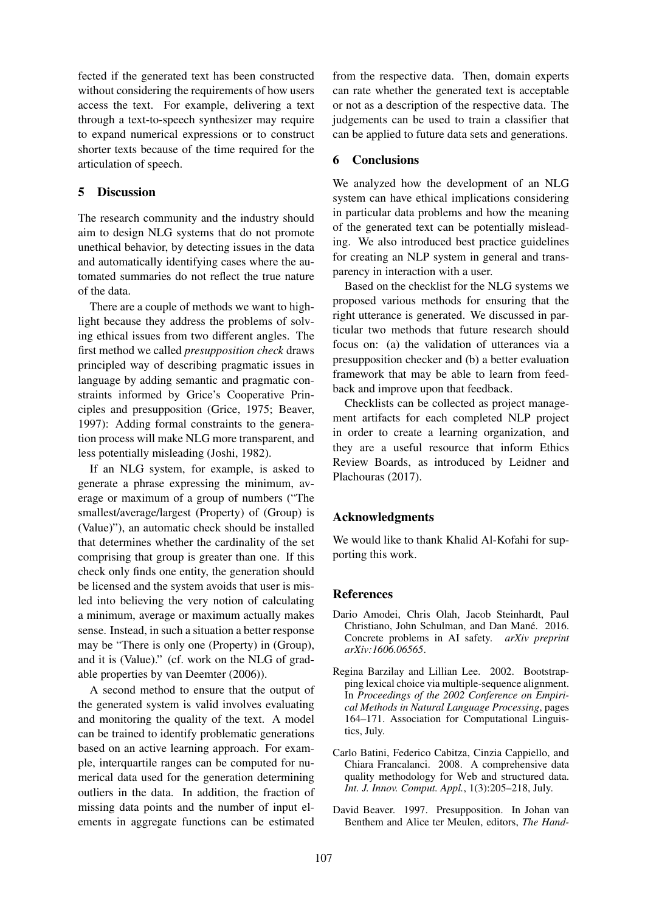fected if the generated text has been constructed without considering the requirements of how users access the text. For example, delivering a text through a text-to-speech synthesizer may require to expand numerical expressions or to construct shorter texts because of the time required for the articulation of speech.

## 5 Discussion

The research community and the industry should aim to design NLG systems that do not promote unethical behavior, by detecting issues in the data and automatically identifying cases where the automated summaries do not reflect the true nature of the data.

There are a couple of methods we want to highlight because they address the problems of solving ethical issues from two different angles. The first method we called *presupposition check* draws principled way of describing pragmatic issues in language by adding semantic and pragmatic constraints informed by Grice's Cooperative Principles and presupposition (Grice, 1975; Beaver, 1997): Adding formal constraints to the generation process will make NLG more transparent, and less potentially misleading (Joshi, 1982).

If an NLG system, for example, is asked to generate a phrase expressing the minimum, average or maximum of a group of numbers ("The smallest/average/largest (Property) of (Group) is (Value)"), an automatic check should be installed that determines whether the cardinality of the set comprising that group is greater than one. If this check only finds one entity, the generation should be licensed and the system avoids that user is misled into believing the very notion of calculating a minimum, average or maximum actually makes sense. Instead, in such a situation a better response may be "There is only one (Property) in (Group), and it is (Value)." (cf. work on the NLG of gradable properties by van Deemter (2006)).

A second method to ensure that the output of the generated system is valid involves evaluating and monitoring the quality of the text. A model can be trained to identify problematic generations based on an active learning approach. For example, interquartile ranges can be computed for numerical data used for the generation determining outliers in the data. In addition, the fraction of missing data points and the number of input elements in aggregate functions can be estimated from the respective data. Then, domain experts can rate whether the generated text is acceptable or not as a description of the respective data. The judgements can be used to train a classifier that can be applied to future data sets and generations.

## 6 Conclusions

We analyzed how the development of an NLG system can have ethical implications considering in particular data problems and how the meaning of the generated text can be potentially misleading. We also introduced best practice guidelines for creating an NLP system in general and transparency in interaction with a user.

Based on the checklist for the NLG systems we proposed various methods for ensuring that the right utterance is generated. We discussed in particular two methods that future research should focus on: (a) the validation of utterances via a presupposition checker and (b) a better evaluation framework that may be able to learn from feedback and improve upon that feedback.

Checklists can be collected as project management artifacts for each completed NLP project in order to create a learning organization, and they are a useful resource that inform Ethics Review Boards, as introduced by Leidner and Plachouras (2017).

## Acknowledgments

We would like to thank Khalid Al-Kofahi for supporting this work.

## References

Dario Amodei, Chris Olah, Jacob Steinhardt, Paul Christiano, John Schulman, and Dan Mané. 2016. Concrete problems in AI safety. *arXiv preprint arXiv:1606.06565*.

Regina Barzilay and Lillian Lee. 2002. Bootstrapping lexical choice via multiple-sequence alignment. In *Proceedings of the 2002 Conference on Empirical Methods in Natural Language Processing*, pages 164–171. Association for Computational Linguistics, July.

Carlo Batini, Federico Cabitza, Cinzia Cappiello, and Chiara Francalanci. 2008. A comprehensive data quality methodology for Web and structured data. *Int. J. Innov. Comput. Appl.*, 1(3):205–218, July.

David Beaver. 1997. Presupposition. In Johan van Benthem and Alice ter Meulen, editors, *The Hand-*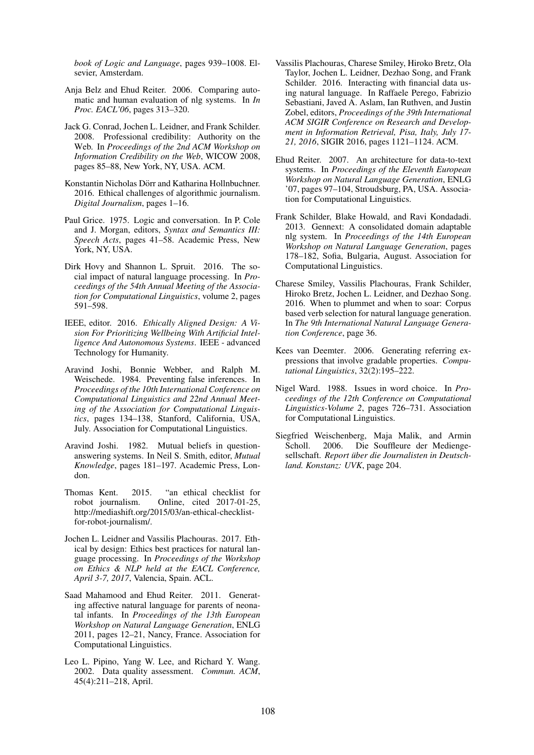*book of Logic and Language*, pages 939–1008. Elsevier, Amsterdam.

Anja Belz and Ehud Reiter. 2006. Comparing automatic and human evaluation of nlg systems. In *In Proc. EACL'06*, pages 313–320.

Jack G. Conrad, Jochen L. Leidner, and Frank Schilder. 2008. Professional credibility: Authority on the Web. In *Proceedings of the 2nd ACM Workshop on Information Credibility on the Web*, WICOW 2008, pages 85–88, New York, NY, USA. ACM.

Konstantin Nicholas Dörr and Katharina Hollnbuchner. 2016. Ethical challenges of algorithmic journalism. *Digital Journalism*, pages 1–16.

Paul Grice. 1975. Logic and conversation. In P. Cole and J. Morgan, editors, *Syntax and Semantics III: Speech Acts*, pages 41–58. Academic Press, New York, NY, USA.

Dirk Hovy and Shannon L. Spruit. 2016. The social impact of natural language processing. In *Proceedings of the 54th Annual Meeting of the Association for Computational Linguistics*, volume 2, pages 591–598.

IEEE, editor. 2016. *Ethically Aligned Design: A Vision For Prioritizing Wellbeing With Artificial Intelligence And Autonomous Systems*. IEEE - advanced Technology for Humanity.

Aravind Joshi, Bonnie Webber, and Ralph M. Weischede. 1984. Preventing false inferences. In *Proceedings of the 10th International Conference on Computational Linguistics and 22nd Annual Meeting of the Association for Computational Linguistics*, pages 134–138, Stanford, California, USA, July. Association for Computational Linguistics.

Aravind Joshi. 1982. Mutual beliefs in question-answering systems. In Neil S. Smith, editor, *Mutual Knowledge*, pages 181–197. Academic Press, London.

Thomas Kent. 2015. "an ethical checklist for robot journalism. Online, cited 2017-01-25, http://mediashift.org/2015/03/an-ethical-checklist-for-robot-journalism/.

Jochen L. Leidner and Vassilis Plachouras. 2017. Ethical by design: Ethics best practices for natural language processing. In *Proceedings of the Workshop on Ethics & NLP held at the EACL Conference, April 3-7, 2017*, Valencia, Spain. ACL.

Saad Mahamood and Ehud Reiter. 2011. Generating affective natural language for parents of neonatal infants. In *Proceedings of the 13th European Workshop on Natural Language Generation*, ENLG 2011, pages 12–21, Nancy, France. Association for Computational Linguistics.

Leo L. Pipino, Yang W. Lee, and Richard Y. Wang. 2002. Data quality assessment. *Commun. ACM*, 45(4):211–218, April.

Vassilis Plachouras, Charese Smiley, Hiroko Bretz, Ola Taylor, Jochen L. Leidner, Dezhao Song, and Frank Schilder. 2016. Interacting with financial data using natural language. In Raffaele Perego, Fabrizio Sebastiani, Javed A. Aslam, Ian Ruthven, and Justin Zobel, editors, *Proceedings of the 39th International ACM SIGIR Conference on Research and Development in Information Retrieval, Pisa, Italy, July 17-21, 2016*, SIGIR 2016, pages 1121–1124. ACM.

Ehud Reiter. 2007. An architecture for data-to-text systems. In *Proceedings of the Eleventh European Workshop on Natural Language Generation*, ENLG '07, pages 97–104, Stroudsburg, PA, USA. Association for Computational Linguistics.

Frank Schilder, Blake Howald, and Ravi Kondadadi. 2013. Gennext: A consolidated domain adaptable nlg system. In *Proceedings of the 14th European Workshop on Natural Language Generation*, pages 178–182, Sofia, Bulgaria, August. Association for Computational Linguistics.

Charese Smiley, Vassilis Plachouras, Frank Schilder, Hiroko Bretz, Jochen L. Leidner, and Dezhao Song. 2016. When to plummet and when to soar: Corpus based verb selection for natural language generation. In *The 9th International Natural Language Generation Conference*, page 36.

Kees van Deemter. 2006. Generating referring expressions that involve gradable properties. *Computational Linguistics*, 32(2):195–222.

Nigel Ward. 1988. Issues in word choice. In *Proceedings of the 12th Conference on Computational Linguistics-Volume 2*, pages 726–731. Association for Computational Linguistics.

Siegfried Weischenberg, Maja Malik, and Armin Scholl. 2006. Die Souffleure der Mediengesellschaft. *Report über die Journalisten in Deutschland. Konstanz: UVK*, page 204.